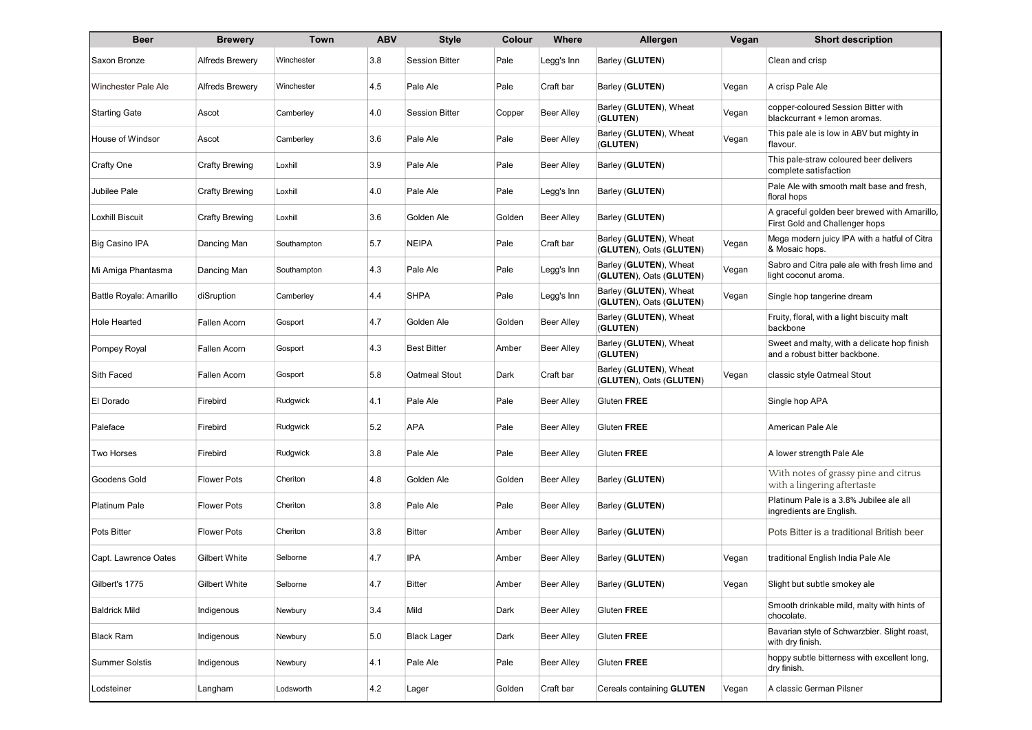| Beer | Brewery | Town | ABV | Style | Colour | Where | Allergen | Vegan | Short description |
|---|---|---|---|---|---|---|---|---|---|
| Saxon Bronze | Alfreds Brewery | Winchester | 3.8 | Session Bitter | Pale | Legg's Inn | Barley (**GLUTEN**) | | Clean and crisp |
| Winchester Pale Ale | Alfreds Brewery | Winchester | 4.5 | Pale Ale | Pale | Craft bar | Barley (**GLUTEN**) | Vegan | A crisp Pale Ale |
| Starting Gate | Ascot | Camberley | 4.0 | Session Bitter | Copper | Beer Alley | Barley (**GLUTEN**), Wheat (**GLUTEN**) | Vegan | copper-coloured Session Bitter with blackcurrant + lemon aromas. |
| House of Windsor | Ascot | Camberley | 3.6 | Pale Ale | Pale | Beer Alley | Barley (**GLUTEN**), Wheat (**GLUTEN**) | Vegan | This pale ale is low in ABV but mighty in flavour. |
| Crafty One | Crafty Brewing | Loxhill | 3.9 | Pale Ale | Pale | Beer Alley | Barley (**GLUTEN**) | | This pale-straw coloured beer delivers complete satisfaction |
| Jubilee Pale | Crafty Brewing | Loxhill | 4.0 | Pale Ale | Pale | Legg's Inn | Barley (**GLUTEN**) | | Pale Ale with smooth malt base and fresh, floral hops |
| Loxhill Biscuit | Crafty Brewing | Loxhill | 3.6 | Golden Ale | Golden | Beer Alley | Barley (**GLUTEN**) | | A graceful golden beer brewed with Amarillo, First Gold and Challenger hops |
| Big Casino IPA | Dancing Man | Southampton | 5.7 | NEIPA | Pale | Craft bar | Barley (**GLUTEN**), Wheat (**GLUTEN**), Oats (**GLUTEN**) | Vegan | Mega modern juicy IPA with a hatful of Citra & Mosaic hops. |
| Mi Amiga Phantasma | Dancing Man | Southampton | 4.3 | Pale Ale | Pale | Legg's Inn | Barley (**GLUTEN**), Wheat (**GLUTEN**), Oats (**GLUTEN**) | Vegan | Sabro and Citra pale ale with fresh lime and light coconut aroma. |
| Battle Royale: Amarillo | diSruption | Camberley | 4.4 | SHPA | Pale | Legg's Inn | Barley (**GLUTEN**), Wheat (**GLUTEN**), Oats (**GLUTEN**) | Vegan | Single hop tangerine dream |
| Hole Hearted | Fallen Acorn | Gosport | 4.7 | Golden Ale | Golden | Beer Alley | Barley (**GLUTEN**), Wheat (**GLUTEN**) | | Fruity, floral, with a light biscuity malt backbone |
| Pompey Royal | Fallen Acorn | Gosport | 4.3 | Best Bitter | Amber | Beer Alley | Barley (**GLUTEN**), Wheat (**GLUTEN**) | | Sweet and malty, with a delicate hop finish and a robust bitter backbone. |
| Sith Faced | Fallen Acorn | Gosport | 5.8 | Oatmeal Stout | Dark | Craft bar | Barley (**GLUTEN**), Wheat (**GLUTEN**), Oats (**GLUTEN**) | Vegan | classic style Oatmeal Stout |
| El Dorado | Firebird | Rudgwick | 4.1 | Pale Ale | Pale | Beer Alley | Gluten **FREE** | | Single hop APA |
| Paleface | Firebird | Rudgwick | 5.2 | APA | Pale | Beer Alley | Gluten **FREE** | | American Pale Ale |
| Two Horses | Firebird | Rudgwick | 3.8 | Pale Ale | Pale | Beer Alley | Gluten **FREE** | | A lower strength Pale Ale |
| Goodens Gold | Flower Pots | Cheriton | 4.8 | Golden Ale | Golden | Beer Alley | Barley (**GLUTEN**) | | With notes of grassy pine and citrus with a lingering aftertaste |
| Platinum Pale | Flower Pots | Cheriton | 3.8 | Pale Ale | Pale | Beer Alley | Barley (**GLUTEN**) | | Platinum Pale is a 3.8% Jubilee ale all ingredients are English. |
| Pots Bitter | Flower Pots | Cheriton | 3.8 | Bitter | Amber | Beer Alley | Barley (**GLUTEN**) | | Pots Bitter is a traditional British beer |
| Capt. Lawrence Oates | Gilbert White | Selborne | 4.7 | IPA | Amber | Beer Alley | Barley (**GLUTEN**) | Vegan | traditional English India Pale Ale |
| Gilbert's 1775 | Gilbert White | Selborne | 4.7 | Bitter | Amber | Beer Alley | Barley (**GLUTEN**) | Vegan | Slight but subtle smokey ale |
| Baldrick Mild | Indigenous | Newbury | 3.4 | Mild | Dark | Beer Alley | Gluten **FREE** | | Smooth drinkable mild, malty with hints of chocolate. |
| Black Ram | Indigenous | Newbury | 5.0 | Black Lager | Dark | Beer Alley | Gluten **FREE** | | Bavarian style of Schwarzbier. Slight roast, with dry finish. |
| Summer Solstis | Indigenous | Newbury | 4.1 | Pale Ale | Pale | Beer Alley | Gluten **FREE** | | hoppy subtle bitterness with excellent long, dry finish. |
| Lodsteiner | Langham | Lodsworth | 4.2 | Lager | Golden | Craft bar | Cereals containing **GLUTEN** | Vegan | A classic German Pilsner |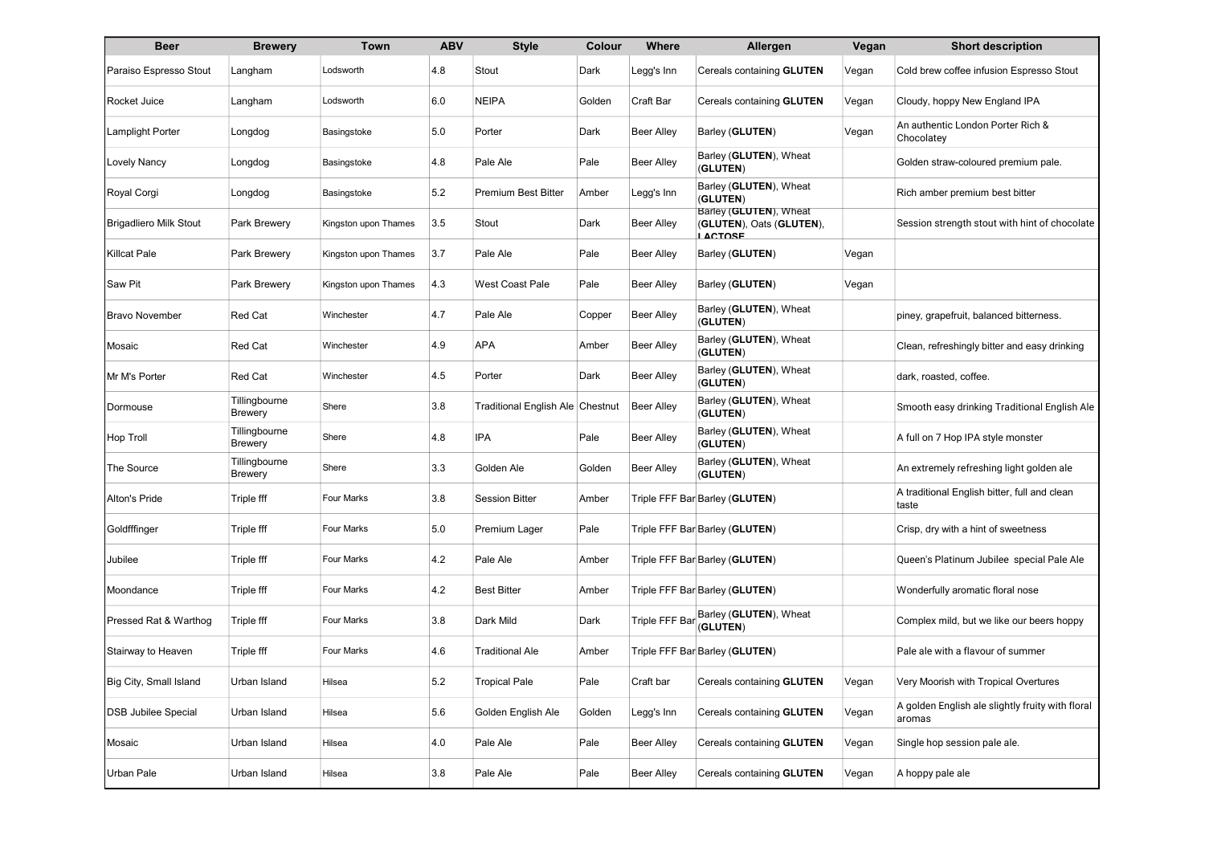| Beer | Brewery | Town | ABV | Style | Colour | Where | Allergen | Vegan | Short description |
|---|---|---|---|---|---|---|---|---|---|
| Paraiso Espresso Stout | Langham | Lodsworth | 4.8 | Stout | Dark | Legg's Inn | Cereals containing **GLUTEN** | Vegan | Cold brew coffee infusion Espresso Stout |
| Rocket Juice | Langham | Lodsworth | 6.0 | NEIPA | Golden | Craft Bar | Cereals containing **GLUTEN** | Vegan | Cloudy, hoppy New England IPA |
| Lamplight Porter | Longdog | Basingstoke | 5.0 | Porter | Dark | Beer Alley | Barley (**GLUTEN**) | Vegan | An authentic London Porter Rich & Chocolatey |
| Lovely Nancy | Longdog | Basingstoke | 4.8 | Pale Ale | Pale | Beer Alley | Barley (**GLUTEN**), Wheat (**GLUTEN**) | | Golden straw-coloured premium pale. |
| Royal Corgi | Longdog | Basingstoke | 5.2 | Premium Best Bitter | Amber | Legg's Inn | Barley (**GLUTEN**), Wheat (**GLUTEN**) | | Rich amber premium best bitter |
| Brigadliero Milk Stout | Park Brewery | Kingston upon Thames | 3.5 | Stout | Dark | Beer Alley | Barley (**GLUTEN**), Wheat (**GLUTEN**), Oats (**GLUTEN**), **LACTOSE** | | Session strength stout with hint of chocolate |
| Killcat Pale | Park Brewery | Kingston upon Thames | 3.7 | Pale Ale | Pale | Beer Alley | Barley (**GLUTEN**) | Vegan | |
| Saw Pit | Park Brewery | Kingston upon Thames | 4.3 | West Coast Pale | Pale | Beer Alley | Barley (**GLUTEN**) | Vegan | |
| Bravo November | Red Cat | Winchester | 4.7 | Pale Ale | Copper | Beer Alley | Barley (**GLUTEN**), Wheat (**GLUTEN**) | | piney, grapefruit, balanced bitterness. |
| Mosaic | Red Cat | Winchester | 4.9 | APA | Amber | Beer Alley | Barley (**GLUTEN**), Wheat (**GLUTEN**) | | Clean, refreshingly bitter and easy drinking |
| Mr M's Porter | Red Cat | Winchester | 4.5 | Porter | Dark | Beer Alley | Barley (**GLUTEN**), Wheat (**GLUTEN**) | | dark, roasted, coffee. |
| Dormouse | Tillingbourne Brewery | Shere | 3.8 | Traditional English Ale | Chestnut | Beer Alley | Barley (**GLUTEN**), Wheat (**GLUTEN**) | | Smooth easy drinking Traditional English Ale |
| Hop Troll | Tillingbourne Brewery | Shere | 4.8 | IPA | Pale | Beer Alley | Barley (**GLUTEN**), Wheat (**GLUTEN**) | | A full on 7 Hop IPA style monster |
| The Source | Tillingbourne Brewery | Shere | 3.3 | Golden Ale | Golden | Beer Alley | Barley (**GLUTEN**), Wheat (**GLUTEN**) | | An extremely refreshing light golden ale |
| Alton's Pride | Triple fff | Four Marks | 3.8 | Session Bitter | Amber | Triple FFF Bar | Barley (**GLUTEN**) | | A traditional English bitter, full and clean taste |
| Goldfffinger | Triple fff | Four Marks | 5.0 | Premium Lager | Pale | Triple FFF Bar | Barley (**GLUTEN**) | | Crisp, dry with a hint of sweetness |
| Jubilee | Triple fff | Four Marks | 4.2 | Pale Ale | Amber | Triple FFF Bar | Barley (**GLUTEN**) | | Queen's Platinum Jubilee special Pale Ale |
| Moondance | Triple fff | Four Marks | 4.2 | Best Bitter | Amber | Triple FFF Bar | Barley (**GLUTEN**) | | Wonderfully aromatic floral nose |
| Pressed Rat & Warthog | Triple fff | Four Marks | 3.8 | Dark Mild | Dark | Triple FFF Bar | Barley (**GLUTEN**), Wheat (**GLUTEN**) | | Complex mild, but we like our beers hoppy |
| Stairway to Heaven | Triple fff | Four Marks | 4.6 | Traditional Ale | Amber | Triple FFF Bar | Barley (**GLUTEN**) | | Pale ale with a flavour of summer |
| Big City, Small Island | Urban Island | Hilsea | 5.2 | Tropical Pale | Pale | Craft bar | Cereals containing **GLUTEN** | Vegan | Very Moorish with Tropical Overtures |
| DSB Jubilee Special | Urban Island | Hilsea | 5.6 | Golden English Ale | Golden | Legg's Inn | Cereals containing **GLUTEN** | Vegan | A golden English ale slightly fruity with floral aromas |
| Mosaic | Urban Island | Hilsea | 4.0 | Pale Ale | Pale | Beer Alley | Cereals containing **GLUTEN** | Vegan | Single hop session pale ale. |
| Urban Pale | Urban Island | Hilsea | 3.8 | Pale Ale | Pale | Beer Alley | Cereals containing **GLUTEN** | Vegan | A hoppy pale ale |